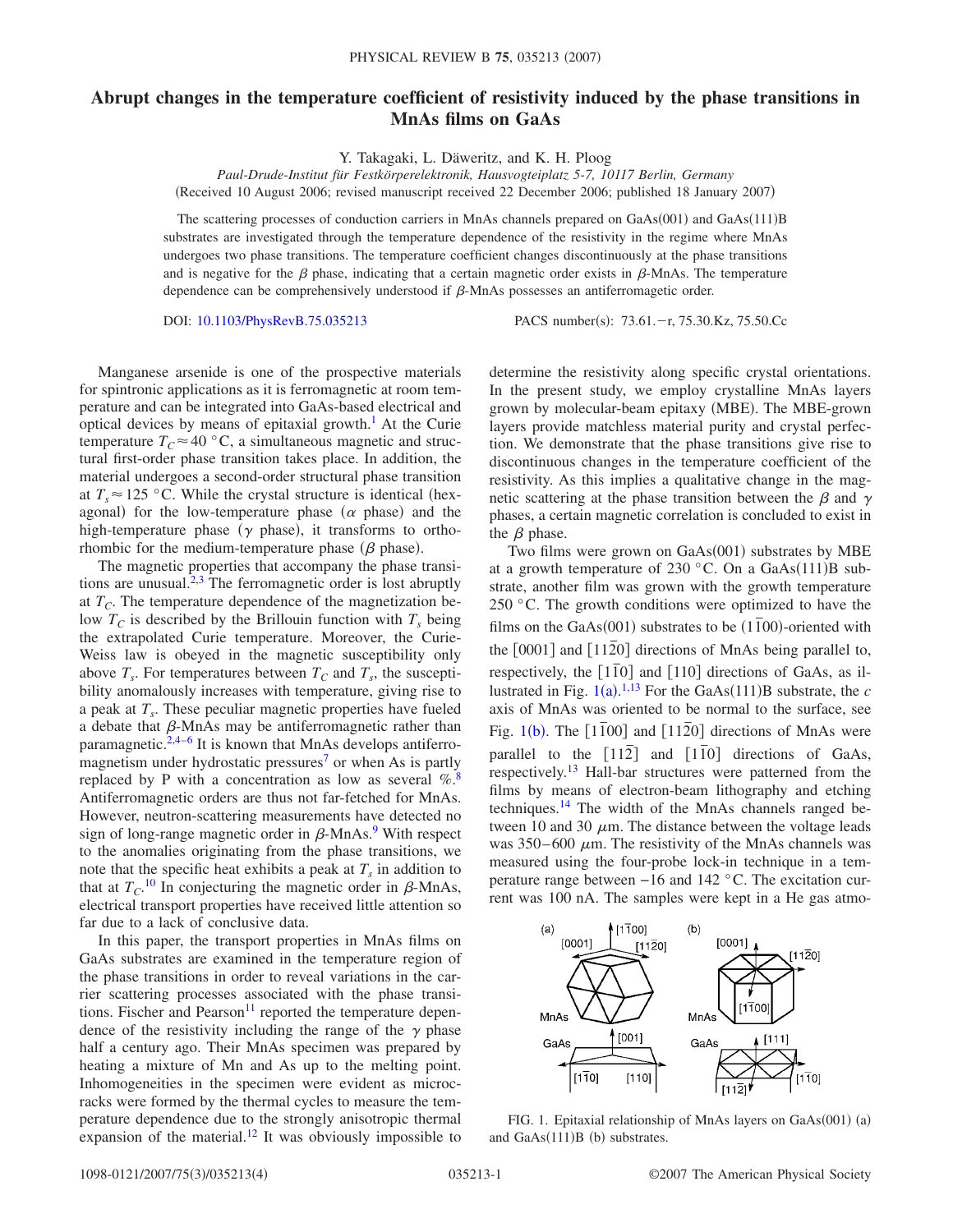# Abrupt changes in the temperature coefficient of resistivity induced by the phase transitions in MnAs films on GaAs

Y. Takagaki, L. Däweritz, and K. H. Ploog

*Paul-Drude-Institut für Festkörperelektronik, Hausvogteiplatz 5-7, 10117 Berlin, Germany*

(Received 10 August 2006; revised manuscript received 22 December 2006; published 18 January 2007)

The scattering processes of conduction carriers in MnAs channels prepared on GaAs(001) and GaAs(111)B substrates are investigated through the temperature dependence of the resistivity in the regime where MnAs undergoes two phase transitions. The temperature coefficient changes discontinuously at the phase transitions and is negative for the $\beta$ phase, indicating that a certain magnetic order exists in $\beta$-MnAs. The temperature dependence can be comprehensively understood if $\beta$-MnAs possesses an antiferromagetic order.

DOI: 10.1103/PhysRevB.75.035213 PACS number(s): 73.61.−r, 75.30.Kz, 75.50.Cc

Manganese arsenide is one of the prospective materials for spintronic applications as it is ferromagnetic at room temperature and can be integrated into GaAs-based electrical and optical devices by means of epitaxial growth.[1] At the Curie temperature $T_C \approx 40$ °C, a simultaneous magnetic and structural first-order phase transition takes place. In addition, the material undergoes a second-order structural phase transition at $T_s \approx 125$ °C. While the crystal structure is identical (hexagonal) for the low-temperature phase ($\alpha$ phase) and the high-temperature phase ($\gamma$ phase), it transforms to orthorhombic for the medium-temperature phase ($\beta$ phase).

The magnetic properties that accompany the phase transitions are unusual.[2,3] The ferromagnetic order is lost abruptly at $T_C$. The temperature dependence of the magnetization below $T_C$ is described by the Brillouin function with $T_s$ being the extrapolated Curie temperature. Moreover, the Curie-Weiss law is obeyed in the magnetic susceptibility only above $T_s$. For temperatures between $T_C$ and $T_s$, the susceptibility anomalously increases with temperature, giving rise to a peak at $T_s$. These peculiar magnetic properties have fueled a debate that $\beta$-MnAs may be antiferromagnetic rather than paramagnetic.[2,4–6] It is known that MnAs develops antiferromagnetism under hydrostatic pressures[7] or when As is partly replaced by P with a concentration as low as several %.[8] Antiferromagnetic orders are thus not far-fetched for MnAs. However, neutron-scattering measurements have detected no sign of long-range magnetic order in $\beta$-MnAs.[9] With respect to the anomalies originating from the phase transitions, we note that the specific heat exhibits a peak at $T_s$ in addition to that at $T_C$.[10] In conjecturing the magnetic order in $\beta$-MnAs, electrical transport properties have received little attention so far due to a lack of conclusive data.

In this paper, the transport properties in MnAs films on GaAs substrates are examined in the temperature region of the phase transitions in order to reveal variations in the carrier scattering processes associated with the phase transitions. Fischer and Pearson[11] reported the temperature dependence of the resistivity including the range of the $\gamma$ phase half a century ago. Their MnAs specimen was prepared by heating a mixture of Mn and As up to the melting point. Inhomogeneities in the specimen were evident as microcracks were formed by the thermal cycles to measure the temperature dependence due to the strongly anisotropic thermal expansion of the material.[12] It was obviously impossible to determine the resistivity along specific crystal orientations. In the present study, we employ crystalline MnAs layers grown by molecular-beam epitaxy (MBE). The MBE-grown layers provide matchless material purity and crystal perfection. We demonstrate that the phase transitions give rise to discontinuous changes in the temperature coefficient of the resistivity. As this implies a qualitative change in the magnetic scattering at the phase transition between the $\beta$ and $\gamma$ phases, a certain magnetic correlation is concluded to exist in the $\beta$ phase.

Two films were grown on GaAs(001) substrates by MBE at a growth temperature of 230 °C. On a GaAs(111)B substrate, another film was grown with the growth temperature 250 °C. The growth conditions were optimized to have the films on the GaAs(001) substrates to be $(1\bar{1}00)$-oriented with the [0001] and $[11\bar{2}0]$ directions of MnAs being parallel to, respectively, the $[1\bar{1}0]$ and [110] directions of GaAs, as illustrated in Fig. 1(a).[1,13] For the GaAs(111)B substrate, the $c$ axis of MnAs was oriented to be normal to the surface, see Fig. 1(b). The $[1\bar{1}00]$ and $[11\bar{2}0]$ directions of MnAs were parallel to the $[11\bar{2}]$ and $[1\bar{1}0]$ directions of GaAs, respectively.[13] Hall-bar structures were patterned from the films by means of electron-beam lithography and etching techniques.[14] The width of the MnAs channels ranged between 10 and 30 $\mu$m. The distance between the voltage leads was 350–600 $\mu$m. The resistivity of the MnAs channels was measured using the four-probe lock-in technique in a temperature range between −16 and 142 °C. The excitation current was 100 nA. The samples were kept in a He gas atmo-

FIG. 1. Epitaxial relationship of MnAs layers on GaAs(001) (a) and GaAs(111)B (b) substrates.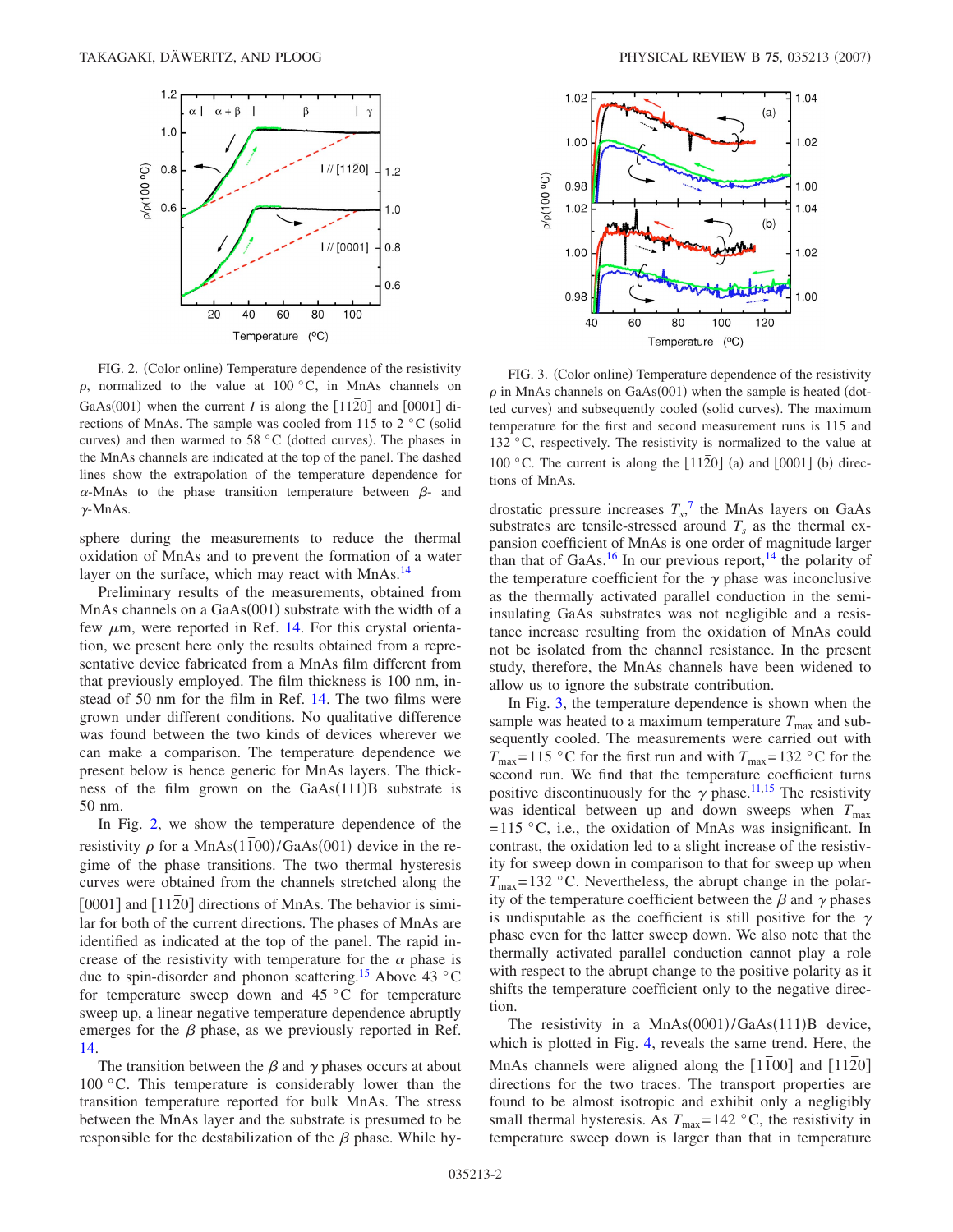FIG. 2. (Color online) Temperature dependence of the resistivity $\rho$, normalized to the value at 100 °C, in MnAs channels on GaAs(001) when the current $I$ is along the $[11\bar{2}0]$ and [0001] directions of MnAs. The sample was cooled from 115 to 2 °C (solid curves) and then warmed to 58 °C (dotted curves). The phases in the MnAs channels are indicated at the top of the panel. The dashed lines show the extrapolation of the temperature dependence for $\alpha$-MnAs to the phase transition temperature between $\beta$- and $\gamma$-MnAs.

FIG. 3. (Color online) Temperature dependence of the resistivity $\rho$ in MnAs channels on GaAs(001) when the sample is heated (dotted curves) and subsequently cooled (solid curves). The maximum temperature for the first and second measurement runs is 115 and 132 °C, respectively. The resistivity is normalized to the value at 100 °C. The current is along the $[11\bar{2}0]$ (a) and [0001] (b) directions of MnAs.

sphere during the measurements to reduce the thermal oxidation of MnAs and to prevent the formation of a water layer on the surface, which may react with MnAs.[14]

Preliminary results of the measurements, obtained from MnAs channels on a GaAs(001) substrate with the width of a few $\mu$m, were reported in Ref. 14. For this crystal orientation, we present here only the results obtained from a representative device fabricated from a MnAs film different from that previously employed. The film thickness is 100 nm, instead of 50 nm for the film in Ref. 14. The two films were grown under different conditions. No qualitative difference was found between the two kinds of devices wherever we can make a comparison. The temperature dependence we present below is hence generic for MnAs layers. The thickness of the film grown on the GaAs(111)B substrate is 50 nm.

In Fig. 2, we show the temperature dependence of the resistivity $\rho$ for a MnAs$(1\bar{1}00)$/GaAs(001) device in the regime of the phase transitions. The two thermal hysteresis curves were obtained from the channels stretched along the [0001] and $[11\bar{2}0]$ directions of MnAs. The behavior is similar for both of the current directions. The phases of MnAs are identified as indicated at the top of the panel. The rapid increase of the resistivity with temperature for the $\alpha$ phase is due to spin-disorder and phonon scattering.[15] Above 43 °C for temperature sweep down and 45 °C for temperature sweep up, a linear negative temperature dependence abruptly emerges for the $\beta$ phase, as we previously reported in Ref. 14.

The transition between the $\beta$ and $\gamma$ phases occurs at about 100 °C. This temperature is considerably lower than the transition temperature reported for bulk MnAs. The stress between the MnAs layer and the substrate is presumed to be responsible for the destabilization of the $\beta$ phase. While hydrostatic pressure increases $T_s$,[7] the MnAs layers on GaAs substrates are tensile-stressed around $T_s$ as the thermal expansion coefficient of MnAs is one order of magnitude larger than that of GaAs.[16] In our previous report,[14] the polarity of the temperature coefficient for the $\gamma$ phase was inconclusive as the thermally activated parallel conduction in the semi-insulating GaAs substrates was not negligible and a resistance increase resulting from the oxidation of MnAs could not be isolated from the channel resistance. In the present study, therefore, the MnAs channels have been widened to allow us to ignore the substrate contribution.

In Fig. 3, the temperature dependence is shown when the sample was heated to a maximum temperature $T_{\max}$ and subsequently cooled. The measurements were carried out with $T_{\max}=115$ °C for the first run and with $T_{\max}=132$ °C for the second run. We find that the temperature coefficient turns positive discontinuously for the $\gamma$ phase.[11,15] The resistivity was identical between up and down sweeps when $T_{\max}=115$ °C, i.e., the oxidation of MnAs was insignificant. In contrast, the oxidation led to a slight increase of the resistivity for sweep down in comparison to that for sweep up when $T_{\max}=132$ °C. Nevertheless, the abrupt change in the polarity of the temperature coefficient between the $\beta$ and $\gamma$ phases is undisputable as the coefficient is still positive for the $\gamma$ phase even for the latter sweep down. We also note that the thermally activated parallel conduction cannot play a role with respect to the abrupt change to the positive polarity as it shifts the temperature coefficient only to the negative direction.

The resistivity in a MnAs(0001)/GaAs(111)B device, which is plotted in Fig. 4, reveals the same trend. Here, the MnAs channels were aligned along the $[1\bar{1}00]$ and $[11\bar{2}0]$ directions for the two traces. The transport properties are found to be almost isotropic and exhibit only a negligibly small thermal hysteresis. As $T_{\max}=142$ °C, the resistivity in temperature sweep down is larger than that in temperature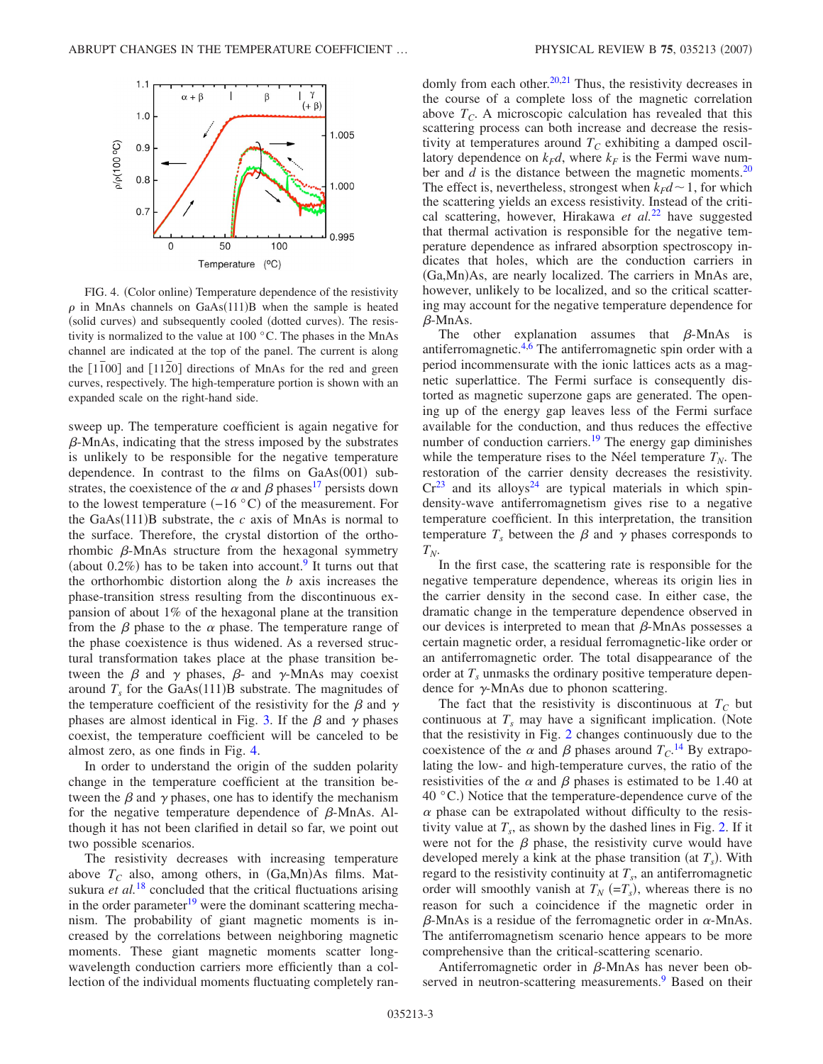FIG. 4. (Color online) Temperature dependence of the resistivity $\rho$ in MnAs channels on GaAs(111)B when the sample is heated (solid curves) and subsequently cooled (dotted curves). The resistivity is normalized to the value at 100 °C. The phases in the MnAs channel are indicated at the top of the panel. The current is along the $[1\bar{1}00]$ and $[11\bar{2}0]$ directions of MnAs for the red and green curves, respectively. The high-temperature portion is shown with an expanded scale on the right-hand side.

sweep up. The temperature coefficient is again negative for $\beta$-MnAs, indicating that the stress imposed by the substrates is unlikely to be responsible for the negative temperature dependence. In contrast to the films on GaAs(001) substrates, the coexistence of the $\alpha$ and $\beta$ phases[17] persists down to the lowest temperature (−16 °C) of the measurement. For the GaAs(111)B substrate, the $c$ axis of MnAs is normal to the surface. Therefore, the crystal distortion of the orthorhombic $\beta$-MnAs structure from the hexagonal symmetry (about 0.2%) has to be taken into account.[9] It turns out that the orthorhombic distortion along the $b$ axis increases the phase-transition stress resulting from the discontinuous expansion of about 1% of the hexagonal plane at the transition from the $\beta$ phase to the $\alpha$ phase. The temperature range of the phase coexistence is thus widened. As a reversed structural transformation takes place at the phase transition between the $\beta$ and $\gamma$ phases, $\beta$- and $\gamma$-MnAs may coexist around $T_s$ for the GaAs(111)B substrate. The magnitudes of the temperature coefficient of the resistivity for the $\beta$ and $\gamma$ phases are almost identical in Fig. 3. If the $\beta$ and $\gamma$ phases coexist, the temperature coefficient will be canceled to be almost zero, as one finds in Fig. 4.

In order to understand the origin of the sudden polarity change in the temperature coefficient at the transition between the $\beta$ and $\gamma$ phases, one has to identify the mechanism for the negative temperature dependence of $\beta$-MnAs. Although it has not been clarified in detail so far, we point out two possible scenarios.

The resistivity decreases with increasing temperature above $T_C$ also, among others, in (Ga,Mn)As films. Matsukura *et al.*[18] concluded that the critical fluctuations arising in the order parameter[19] were the dominant scattering mechanism. The probability of giant magnetic moments is increased by the correlations between neighboring magnetic moments. These giant magnetic moments scatter long-wavelength conduction carriers more efficiently than a collection of the individual moments fluctuating completely randomly from each other.[20,21] Thus, the resistivity decreases in the course of a complete loss of the magnetic correlation above $T_C$. A microscopic calculation has revealed that this scattering process can both increase and decrease the resistivity at temperatures around $T_C$ exhibiting a damped oscillatory dependence on $k_F d$, where $k_F$ is the Fermi wave number and $d$ is the distance between the magnetic moments.[20] The effect is, nevertheless, strongest when $k_F d \sim 1$, for which the scattering yields an excess resistivity. Instead of the critical scattering, however, Hirakawa *et al.*[22] have suggested that thermal activation is responsible for the negative temperature dependence as infrared absorption spectroscopy indicates that holes, which are the conduction carriers in (Ga,Mn)As, are nearly localized. The carriers in MnAs are, however, unlikely to be localized, and so the critical scattering may account for the negative temperature dependence for $\beta$-MnAs.

The other explanation assumes that $\beta$-MnAs is antiferromagnetic.[4,6] The antiferromagnetic spin order with a period incommensurate with the ionic lattices acts as a magnetic superlattice. The Fermi surface is consequently distorted as magnetic superzone gaps are generated. The opening up of the energy gap leaves less of the Fermi surface available for the conduction, and thus reduces the effective number of conduction carriers.[19] The energy gap diminishes while the temperature rises to the Néel temperature $T_N$. The restoration of the carrier density decreases the resistivity. Cr[23] and its alloys[24] are typical materials in which spin-density-wave antiferromagnetism gives rise to a negative temperature coefficient. In this interpretation, the transition temperature $T_s$ between the $\beta$ and $\gamma$ phases corresponds to $T_N$.

In the first case, the scattering rate is responsible for the negative temperature dependence, whereas its origin lies in the carrier density in the second case. In either case, the dramatic change in the temperature dependence observed in our devices is interpreted to mean that $\beta$-MnAs possesses a certain magnetic order, a residual ferromagnetic-like order or an antiferromagnetic order. The total disappearance of the order at $T_s$ unmasks the ordinary positive temperature dependence for $\gamma$-MnAs due to phonon scattering.

The fact that the resistivity is discontinuous at $T_C$ but continuous at $T_s$ may have a significant implication. (Note that the resistivity in Fig. 2 changes continuously due to the coexistence of the $\alpha$ and $\beta$ phases around $T_C$.[14] By extrapolating the low- and high-temperature curves, the ratio of the resistivities of the $\alpha$ and $\beta$ phases is estimated to be 1.40 at 40 °C.) Notice that the temperature-dependence curve of the $\alpha$ phase can be extrapolated without difficulty to the resistivity value at $T_s$, as shown by the dashed lines in Fig. 2. If it were not for the $\beta$ phase, the resistivity curve would have developed merely a kink at the phase transition (at $T_s$). With regard to the resistivity continuity at $T_s$, an antiferromagnetic order will smoothly vanish at $T_N$ ($=T_s$), whereas there is no reason for such a coincidence if the magnetic order in $\beta$-MnAs is a residue of the ferromagnetic order in $\alpha$-MnAs. The antiferromagnetism scenario hence appears to be more comprehensive than the critical-scattering scenario.

Antiferromagnetic order in $\beta$-MnAs has never been observed in neutron-scattering measurements.[9] Based on their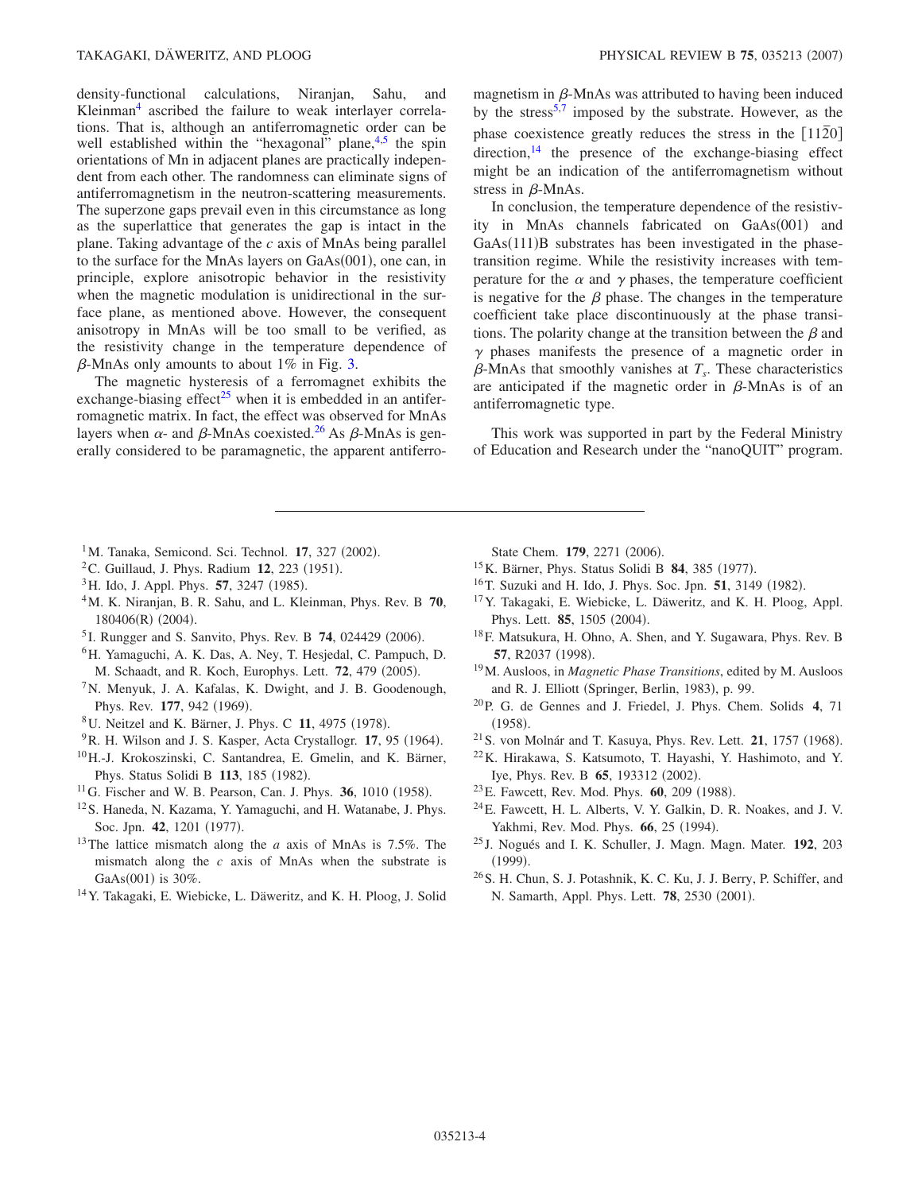density-functional calculations, Niranjan, Sahu, and Kleinman[4] ascribed the failure to weak interlayer correlations. That is, although an antiferromagnetic order can be well established within the "hexagonal" plane,[4,5] the spin orientations of Mn in adjacent planes are practically independent from each other. The randomness can eliminate signs of antiferromagnetism in the neutron-scattering measurements. The superzone gaps prevail even in this circumstance as long as the superlattice that generates the gap is intact in the plane. Taking advantage of the $c$ axis of MnAs being parallel to the surface for the MnAs layers on GaAs(001), one can, in principle, explore anisotropic behavior in the resistivity when the magnetic modulation is unidirectional in the surface plane, as mentioned above. However, the consequent anisotropy in MnAs will be too small to be verified, as the resistivity change in the temperature dependence of $\beta$-MnAs only amounts to about 1% in Fig. 3.

The magnetic hysteresis of a ferromagnet exhibits the exchange-biasing effect[25] when it is embedded in an antiferromagnetic matrix. In fact, the effect was observed for MnAs layers when $\alpha$- and $\beta$-MnAs coexisted.[26] As $\beta$-MnAs is generally considered to be paramagnetic, the apparent antiferromagnetism in $\beta$-MnAs was attributed to having been induced by the stress[5,7] imposed by the substrate. However, as the phase coexistence greatly reduces the stress in the $[11\bar{2}0]$ direction,[14] the presence of the exchange-biasing effect might be an indication of the antiferromagnetism without stress in $\beta$-MnAs.

In conclusion, the temperature dependence of the resistivity in MnAs channels fabricated on GaAs(001) and GaAs(111)B substrates has been investigated in the phase-transition regime. While the resistivity increases with temperature for the $\alpha$ and $\gamma$ phases, the temperature coefficient is negative for the $\beta$ phase. The changes in the temperature coefficient take place discontinuously at the phase transitions. The polarity change at the transition between the $\beta$ and $\gamma$ phases manifests the presence of a magnetic order in $\beta$-MnAs that smoothly vanishes at $T_s$. These characteristics are anticipated if the magnetic order in $\beta$-MnAs is of an antiferromagnetic type.

This work was supported in part by the Federal Ministry of Education and Research under the "nanoQUIT" program.

---

[1] M. Tanaka, Semicond. Sci. Technol. **17**, 327 (2002).

[2] C. Guillaud, J. Phys. Radium **12**, 223 (1951).

[3] H. Ido, J. Appl. Phys. **57**, 3247 (1985).

[4] M. K. Niranjan, B. R. Sahu, and L. Kleinman, Phys. Rev. B **70**, 180406(R) (2004).

[5] I. Rungger and S. Sanvito, Phys. Rev. B **74**, 024429 (2006).

[6] H. Yamaguchi, A. K. Das, A. Ney, T. Hesjedal, C. Pampuch, D. M. Schaadt, and R. Koch, Europhys. Lett. **72**, 479 (2005).

[7] N. Menyuk, J. A. Kafalas, K. Dwight, and J. B. Goodenough, Phys. Rev. **177**, 942 (1969).

[8] U. Neitzel and K. Bärner, J. Phys. C **11**, 4975 (1978).

[9] R. H. Wilson and J. S. Kasper, Acta Crystallogr. **17**, 95 (1964).

[10] H.-J. Krokoszinski, C. Santandrea, E. Gmelin, and K. Bärner, Phys. Status Solidi B **113**, 185 (1982).

[11] G. Fischer and W. B. Pearson, Can. J. Phys. **36**, 1010 (1958).

[12] S. Haneda, N. Kazama, Y. Yamaguchi, and H. Watanabe, J. Phys. Soc. Jpn. **42**, 1201 (1977).

[13] The lattice mismatch along the $a$ axis of MnAs is 7.5%. The mismatch along the $c$ axis of MnAs when the substrate is GaAs(001) is 30%.

[14] Y. Takagaki, E. Wiebicke, L. Däweritz, and K. H. Ploog, J. Solid State Chem. **179**, 2271 (2006).

[15] K. Bärner, Phys. Status Solidi B **84**, 385 (1977).

[16] T. Suzuki and H. Ido, J. Phys. Soc. Jpn. **51**, 3149 (1982).

[17] Y. Takagaki, E. Wiebicke, L. Däweritz, and K. H. Ploog, Appl. Phys. Lett. **85**, 1505 (2004).

[18] F. Matsukura, H. Ohno, A. Shen, and Y. Sugawara, Phys. Rev. B **57**, R2037 (1998).

[19] M. Ausloos, in *Magnetic Phase Transitions*, edited by M. Ausloos and R. J. Elliott (Springer, Berlin, 1983), p. 99.

[20] P. G. de Gennes and J. Friedel, J. Phys. Chem. Solids **4**, 71 (1958).

[21] S. von Molnár and T. Kasuya, Phys. Rev. Lett. **21**, 1757 (1968).

[22] K. Hirakawa, S. Katsumoto, T. Hayashi, Y. Hashimoto, and Y. Iye, Phys. Rev. B **65**, 193312 (2002).

[23] E. Fawcett, Rev. Mod. Phys. **60**, 209 (1988).

[24] E. Fawcett, H. L. Alberts, V. Y. Galkin, D. R. Noakes, and J. V. Yakhmi, Rev. Mod. Phys. **66**, 25 (1994).

[25] J. Nogués and I. K. Schuller, J. Magn. Magn. Mater. **192**, 203 (1999).

[26] S. H. Chun, S. J. Potashnik, K. C. Ku, J. J. Berry, P. Schiffer, and N. Samarth, Appl. Phys. Lett. **78**, 2530 (2001).